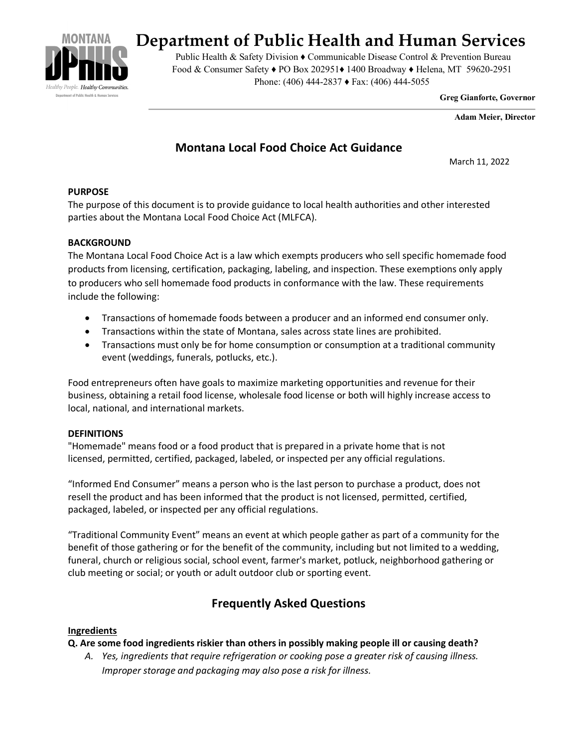# Department of Public Health and Human Services

Public Health & Safety Division ♦ Communicable Disease Control & Prevention Bureau
Food & Consumer Safety ♦ PO Box 202951♦ 1400 Broadway ♦ Helena, MT 59620-2951
Phone: (406) 444-2837 ♦ Fax: (406) 444-5055

**Greg Gianforte, Governor**

**Adam Meier, Director**

## Montana Local Food Choice Act Guidance

March 11, 2022

**PURPOSE**

The purpose of this document is to provide guidance to local health authorities and other interested parties about the Montana Local Food Choice Act (MLFCA).

**BACKGROUND**

The Montana Local Food Choice Act is a law which exempts producers who sell specific homemade food products from licensing, certification, packaging, labeling, and inspection. These exemptions only apply to producers who sell homemade food products in conformance with the law. These requirements include the following:

- Transactions of homemade foods between a producer and an informed end consumer only.
- Transactions within the state of Montana, sales across state lines are prohibited.
- Transactions must only be for home consumption or consumption at a traditional community event (weddings, funerals, potlucks, etc.).

Food entrepreneurs often have goals to maximize marketing opportunities and revenue for their business, obtaining a retail food license, wholesale food license or both will highly increase access to local, national, and international markets.

**DEFINITIONS**

"Homemade" means food or a food product that is prepared in a private home that is not licensed, permitted, certified, packaged, labeled, or inspected per any official regulations.

"Informed End Consumer" means a person who is the last person to purchase a product, does not resell the product and has been informed that the product is not licensed, permitted, certified, packaged, labeled, or inspected per any official regulations.

"Traditional Community Event" means an event at which people gather as part of a community for the benefit of those gathering or for the benefit of the community, including but not limited to a wedding, funeral, church or religious social, school event, farmer's market, potluck, neighborhood gathering or club meeting or social; or youth or adult outdoor club or sporting event.

## Frequently Asked Questions

**Ingredients**

**Q. Are some food ingredients riskier than others in possibly making people ill or causing death?**

A. *Yes, ingredients that require refrigeration or cooking pose a greater risk of causing illness. Improper storage and packaging may also pose a risk for illness.*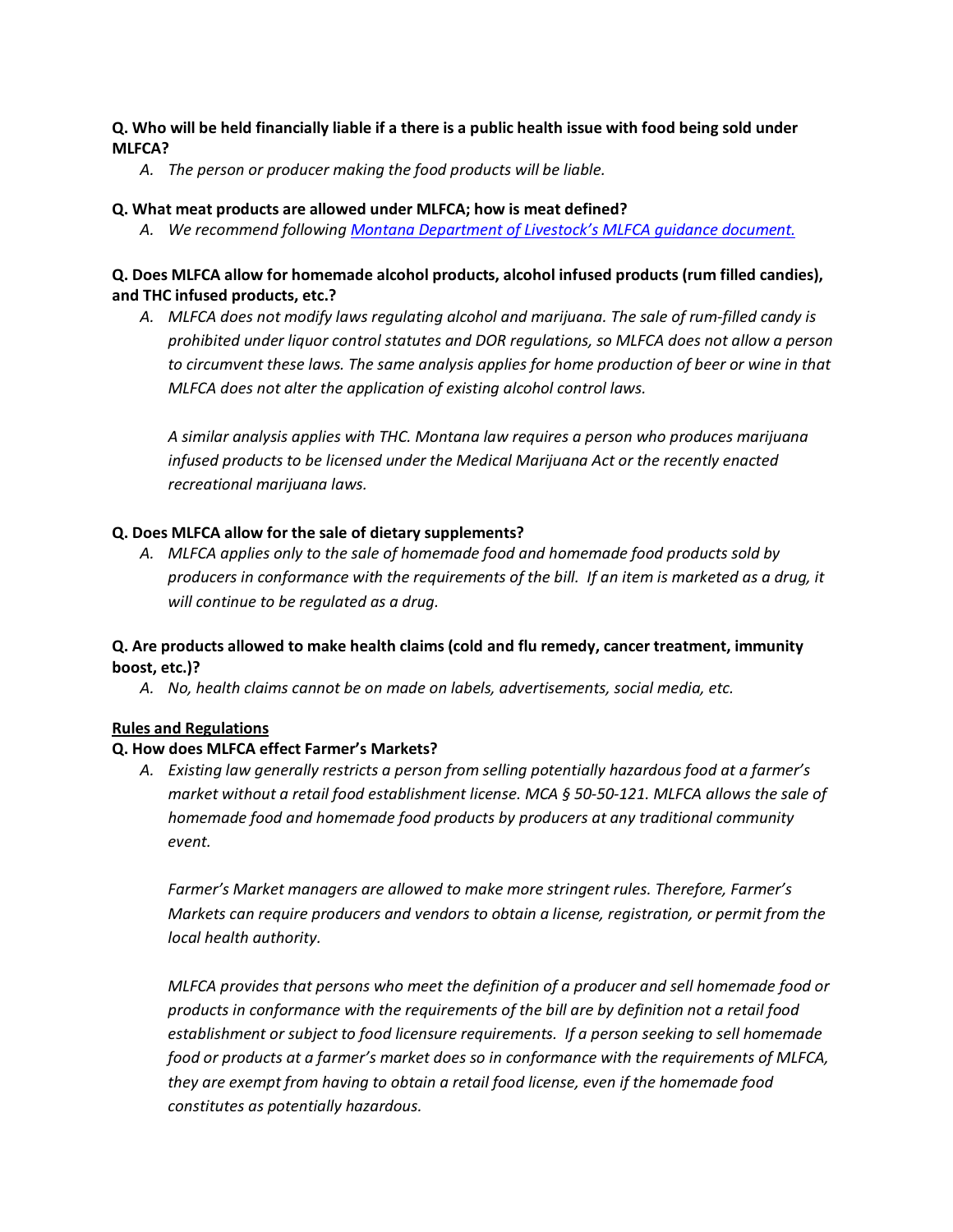**Q. Who will be held financially liable if a there is a public health issue with food being sold under MLFCA?**

A. *The person or producer making the food products will be liable.*

**Q. What meat products are allowed under MLFCA; how is meat defined?**

A. *We recommend following [Montana Department of Livestock's MLFCA guidance document.]()*

**Q. Does MLFCA allow for homemade alcohol products, alcohol infused products (rum filled candies), and THC infused products, etc.?**

A. *MLFCA does not modify laws regulating alcohol and marijuana. The sale of rum-filled candy is prohibited under liquor control statutes and DOR regulations, so MLFCA does not allow a person to circumvent these laws. The same analysis applies for home production of beer or wine in that MLFCA does not alter the application of existing alcohol control laws.*

*A similar analysis applies with THC. Montana law requires a person who produces marijuana infused products to be licensed under the Medical Marijuana Act or the recently enacted recreational marijuana laws.*

**Q. Does MLFCA allow for the sale of dietary supplements?**

A. *MLFCA applies only to the sale of homemade food and homemade food products sold by producers in conformance with the requirements of the bill. If an item is marketed as a drug, it will continue to be regulated as a drug.*

**Q. Are products allowed to make health claims (cold and flu remedy, cancer treatment, immunity boost, etc.)?**

A. *No, health claims cannot be on made on labels, advertisements, social media, etc.*

**Rules and Regulations**

**Q. How does MLFCA effect Farmer's Markets?**

A. *Existing law generally restricts a person from selling potentially hazardous food at a farmer's market without a retail food establishment license. MCA § 50-50-121. MLFCA allows the sale of homemade food and homemade food products by producers at any traditional community event.*

*Farmer's Market managers are allowed to make more stringent rules. Therefore, Farmer's Markets can require producers and vendors to obtain a license, registration, or permit from the local health authority.*

*MLFCA provides that persons who meet the definition of a producer and sell homemade food or products in conformance with the requirements of the bill are by definition not a retail food establishment or subject to food licensure requirements. If a person seeking to sell homemade food or products at a farmer's market does so in conformance with the requirements of MLFCA, they are exempt from having to obtain a retail food license, even if the homemade food constitutes as potentially hazardous.*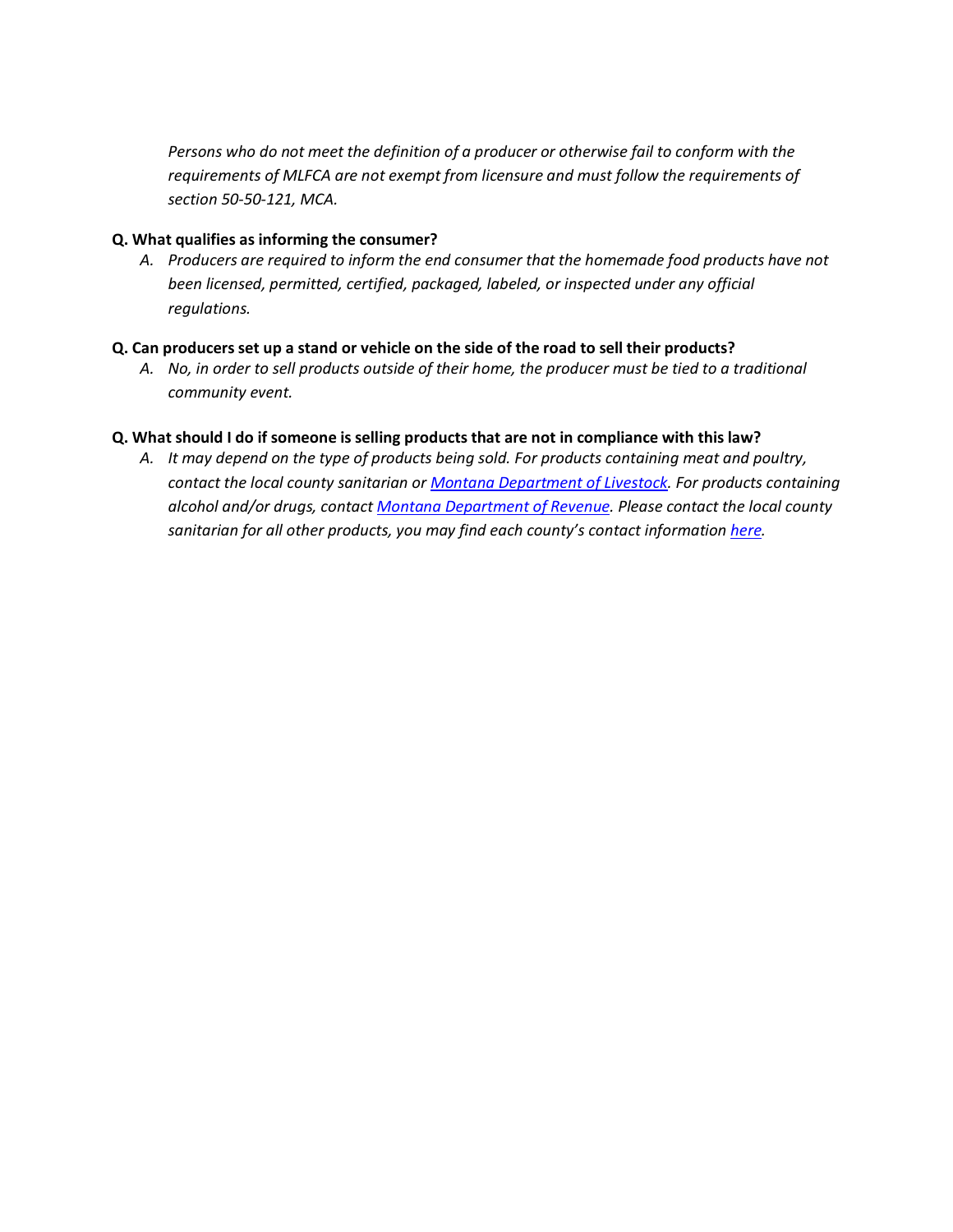*Persons who do not meet the definition of a producer or otherwise fail to conform with the requirements of MLFCA are not exempt from licensure and must follow the requirements of section 50-50-121, MCA.*

**Q. What qualifies as informing the consumer?**

A. *Producers are required to inform the end consumer that the homemade food products have not been licensed, permitted, certified, packaged, labeled, or inspected under any official regulations.*

**Q. Can producers set up a stand or vehicle on the side of the road to sell their products?**

A. *No, in order to sell products outside of their home, the producer must be tied to a traditional community event.*

**Q. What should I do if someone is selling products that are not in compliance with this law?**

A. *It may depend on the type of products being sold. For products containing meat and poultry, contact the local county sanitarian or Montana Department of Livestock. For products containing alcohol and/or drugs, contact Montana Department of Revenue. Please contact the local county sanitarian for all other products, you may find each county's contact information here.*